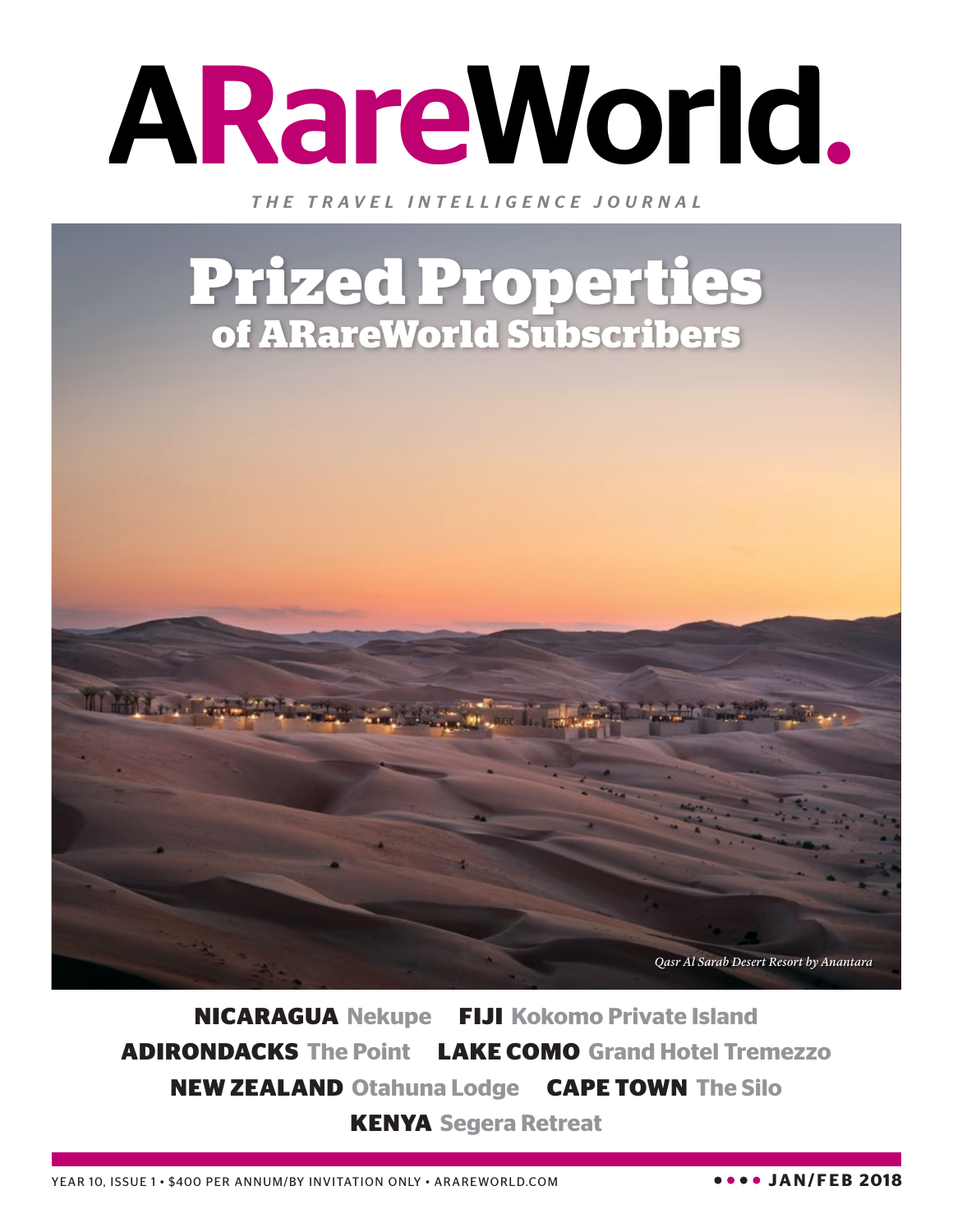# ARareWorld.

*THE TRAVEL INTELLIGENCE JOURNAL*

## Prized Properties
### of ARareWorld Subscribers

*Qasr Al Sarab Desert Resort by Anantara*

**NICARAGUA** Nekupe **FIJI** Kokomo Private Island
**ADIRONDACKS** The Point **LAKE COMO** Grand Hotel Tremezzo
**NEW ZEALAND** Otahuna Lodge **CAPE TOWN** The Silo
**KENYA** Segera Retreat

YEAR 10, ISSUE 1 • $400 PER ANNUM/BY INVITATION ONLY • ARAREWORLD.COM

**JAN/FEB 2018**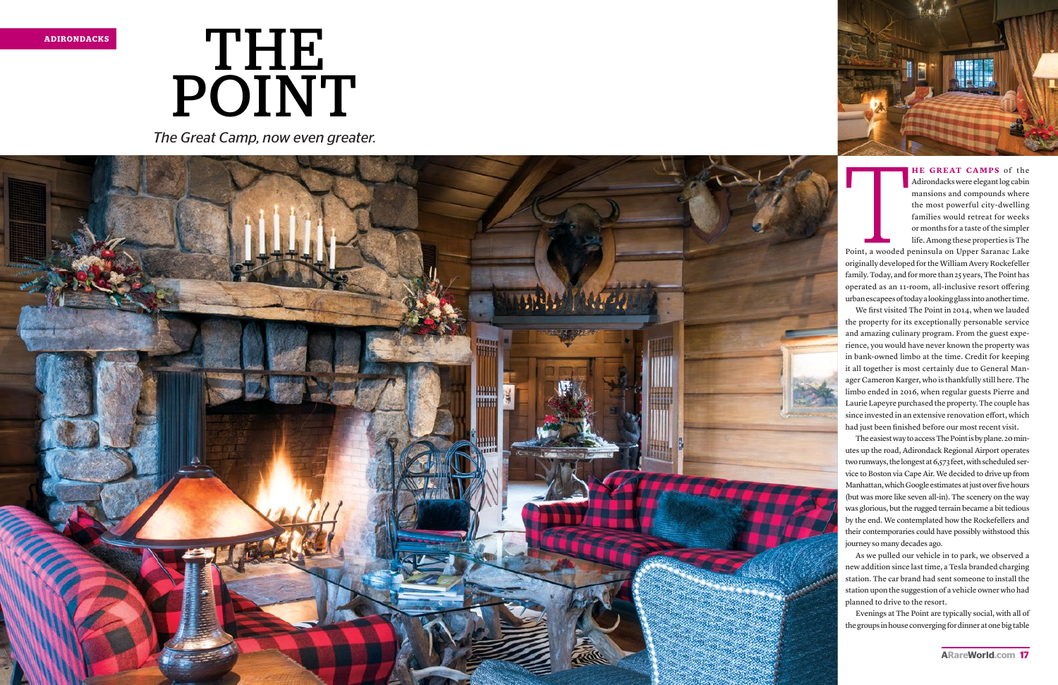ADIRONDACKS

# THE POINT

*The Great Camp, now even greater.*

**THE GREAT CAMPS** of the Adirondacks were elegant log cabin mansions and compounds where the most powerful city-dwelling families would retreat for weeks or months for a taste of the simpler life. Among these properties is The Point, a wooded peninsula on Upper Saranac Lake originally developed for the William Avery Rockefeller family. Today, and for more than 25 years, The Point has operated as an 11-room, all-inclusive resort offering urban escapees of today a looking glass into another time.

We first visited The Point in 2014, when we lauded the property for its exceptionally personable service and amazing culinary program. From the guest experience, you would have never known the property was in bank-owned limbo at the time. Credit for keeping it all together is most certainly due to General Manager Cameron Karger, who is thankfully still here. The limbo ended in 2016, when regular guests Pierre and Laurie Lapeyre purchased the property. The couple has since invested in an extensive renovation effort, which had just been finished before our most recent visit.

The easiest way to access The Point is by plane. 20 minutes up the road, Adirondack Regional Airport operates two runways, the longest at 6,573 feet, with scheduled service to Boston via Cape Air. We decided to drive up from Manhattan, which Google estimates at just over five hours (but was more like seven all-in). The scenery on the way was glorious, but the rugged terrain became a bit tedious by the end. We contemplated how the Rockefellers and their contemporaries could have possibly withstood this journey so many decades ago.

As we pulled our vehicle in to park, we observed a new addition since last time, a Tesla branded charging station. The car brand had sent someone to install the station upon the suggestion of a vehicle owner who had planned to drive to the resort.

Evenings at The Point are typically social, with all of the groups in house converging for dinner at one big table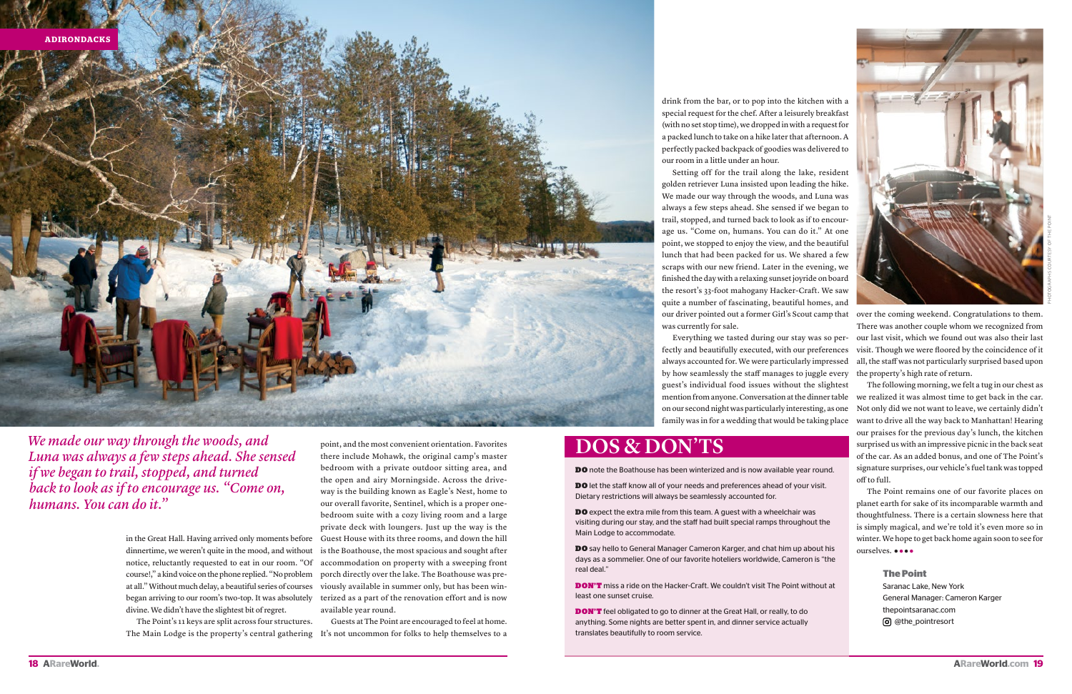*We made our way through the woods, and Luna was always a few steps ahead. She sensed if we began to trail, stopped, and turned back to look as if to encourage us. "Come on, humans. You can do it."*

in the Great Hall. Having arrived only moments before dinnertime, we weren't quite in the mood, and without notice, reluctantly requested to eat in our room. "Of course!," a kind voice on the phone replied. "No problem at all." Without much delay, a beautiful series of courses began arriving to our room's two-top. It was absolutely divine. We didn't have the slightest bit of regret.

The Point's 11 keys are split across four structures. The Main Lodge is the property's central gathering point, and the most convenient orientation. Favorites there include Mohawk, the original camp's master bedroom with a private outdoor sitting area, and the open and airy Morningside. Across the driveway is the building known as Eagle's Nest, home to our overall favorite, Sentinel, which is a proper one-bedroom suite with a cozy living room and a large private deck with loungers. Just up the way is the Guest House with its three rooms, and down the hill is the Boathouse, the most spacious and sought after accommodation on property with a sweeping front porch directly over the lake. The Boathouse was previously available in summer only, but has been winterized as a part of the renovation effort and is now available year round.

Guests at The Point are encouraged to feel at home. It's not uncommon for folks to help themselves to a drink from the bar, or to pop into the kitchen with a special request for the chef. After a leisurely breakfast (with no set stop time), we dropped in with a request for a packed lunch to take on a hike later that afternoon. A perfectly packed backpack of goodies was delivered to our room in a little under an hour.

Setting off for the trail along the lake, resident golden retriever Luna insisted upon leading the hike. We made our way through the woods, and Luna was always a few steps ahead. She sensed if we began to trail, stopped, and turned back to look as if to encourage us. "Come on, humans. You can do it." At one point, we stopped to enjoy the view, and the beautiful lunch that had been packed for us. We shared a few scraps with our new friend. Later in the evening, we finished the day with a relaxing sunset joyride on board the resort's 33-foot mahogany Hacker-Craft. We saw quite a number of fascinating, beautiful homes, and our driver pointed out a former Girl's Scout camp that was currently for sale.

Everything we tasted during our stay was so perfectly and beautifully executed, with our preferences always accounted for. We were particularly impressed by how seamlessly the staff manages to juggle every guest's individual food issues without the slightest mention from anyone. Conversation at the dinner table on our second night was particularly interesting, as one family was in for a wedding that would be taking place over the coming weekend. Congratulations to them. There was another couple whom we recognized from our last visit, which we found out was also their last visit. Though we were floored by the coincidence of it all, the staff was not particularly surprised based upon the property's high rate of return.

The following morning, we felt a tug in our chest as we realized it was almost time to get back in the car. Not only did we not want to leave, we certainly didn't want to drive all the way back to Manhattan! Hearing our praises for the previous day's lunch, the kitchen surprised us with an impressive picnic in the back seat of the car. As an added bonus, and one of The Point's signature surprises, our vehicle's fuel tank was topped off to full.

The Point remains one of our favorite places on planet earth for sake of its incomparable warmth and thoughtfulness. There is a certain slowness here that is simply magical, and we're told it's even more so in winter. We hope to get back home again soon to see for ourselves. ●●●●

## DOS & DON'TS

**DO** note the Boathouse has been winterized and is now available year round.

**DO** let the staff know all of your needs and preferences ahead of your visit. Dietary restrictions will always be seamlessly accounted for.

**DO** expect the extra mile from this team. A guest with a wheelchair was visiting during our stay, and the staff had built special ramps throughout the Main Lodge to accommodate.

**DO** say hello to General Manager Cameron Karger, and chat him up about his days as a sommelier. One of our favorite hoteliers worldwide, Cameron is "the real deal."

**DON'T** miss a ride on the Hacker-Craft. We couldn't visit The Point without at least one sunset cruise.

**DON'T** feel obligated to go to dinner at the Great Hall, or really, to do anything. Some nights are better spent in, and dinner service actually translates beautifully to room service.

**The Point**
Saranac Lake, New York
General Manager: Cameron Karger
thepointsaranac.com
@the_pointresort

PHOTOGRAPHS COURTESY OF THE POINT